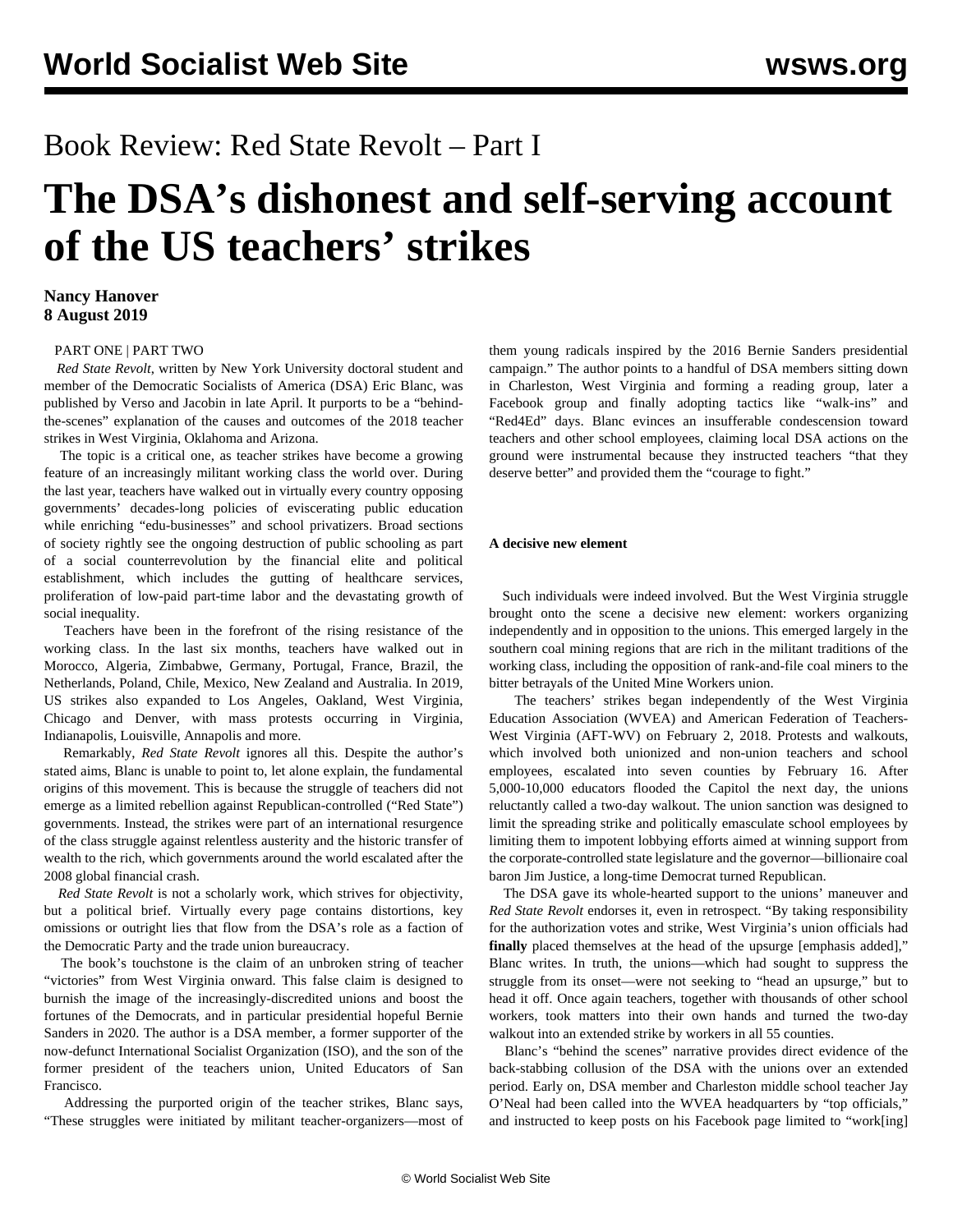# Book Review: Red State Revolt – Part I

# The DSA's dishonest and self-serving account of the US teachers' strikes

**Nancy Hanover**
**8 August 2019**

PART ONE | PART TWO

*Red State Revolt*, written by New York University doctoral student and member of the Democratic Socialists of America (DSA) Eric Blanc, was published by Verso and Jacobin in late April. It purports to be a "behind-the-scenes" explanation of the causes and outcomes of the 2018 teacher strikes in West Virginia, Oklahoma and Arizona.

The topic is a critical one, as teacher strikes have become a growing feature of an increasingly militant working class the world over. During the last year, teachers have walked out in virtually every country opposing governments' decades-long policies of eviscerating public education while enriching "edu-businesses" and school privatizers. Broad sections of society rightly see the ongoing destruction of public schooling as part of a social counterrevolution by the financial elite and political establishment, which includes the gutting of healthcare services, proliferation of low-paid part-time labor and the devastating growth of social inequality.

Teachers have been in the forefront of the rising resistance of the working class. In the last six months, teachers have walked out in Morocco, Algeria, Zimbabwe, Germany, Portugal, France, Brazil, the Netherlands, Poland, Chile, Mexico, New Zealand and Australia. In 2019, US strikes also expanded to Los Angeles, Oakland, West Virginia, Chicago and Denver, with mass protests occurring in Virginia, Indianapolis, Louisville, Annapolis and more.

Remarkably, *Red State Revolt* ignores all this. Despite the author's stated aims, Blanc is unable to point to, let alone explain, the fundamental origins of this movement. This is because the struggle of teachers did not emerge as a limited rebellion against Republican-controlled ("Red State") governments. Instead, the strikes were part of an international resurgence of the class struggle against relentless austerity and the historic transfer of wealth to the rich, which governments around the world escalated after the 2008 global financial crash.

*Red State Revolt* is not a scholarly work, which strives for objectivity, but a political brief. Virtually every page contains distortions, key omissions or outright lies that flow from the DSA's role as a faction of the Democratic Party and the trade union bureaucracy.

The book's touchstone is the claim of an unbroken string of teacher "victories" from West Virginia onward. This false claim is designed to burnish the image of the increasingly-discredited unions and boost the fortunes of the Democrats, and in particular presidential hopeful Bernie Sanders in 2020. The author is a DSA member, a former supporter of the now-defunct International Socialist Organization (ISO), and the son of the former president of the teachers union, United Educators of San Francisco.

Addressing the purported origin of the teacher strikes, Blanc says, "These struggles were initiated by militant teacher-organizers—most of them young radicals inspired by the 2016 Bernie Sanders presidential campaign." The author points to a handful of DSA members sitting down in Charleston, West Virginia and forming a reading group, later a Facebook group and finally adopting tactics like "walk-ins" and "Red4Ed" days. Blanc evinces an insufferable condescension toward teachers and other school employees, claiming local DSA actions on the ground were instrumental because they instructed teachers "that they deserve better" and provided them the "courage to fight."

**A decisive new element**

Such individuals were indeed involved. But the West Virginia struggle brought onto the scene a decisive new element: workers organizing independently and in opposition to the unions. This emerged largely in the southern coal mining regions that are rich in the militant traditions of the working class, including the opposition of rank-and-file coal miners to the bitter betrayals of the United Mine Workers union.

The teachers' strikes began independently of the West Virginia Education Association (WVEA) and American Federation of Teachers-West Virginia (AFT-WV) on February 2, 2018. Protests and walkouts, which involved both unionized and non-union teachers and school employees, escalated into seven counties by February 16. After 5,000-10,000 educators flooded the Capitol the next day, the unions reluctantly called a two-day walkout. The union sanction was designed to limit the spreading strike and politically emasculate school employees by limiting them to impotent lobbying efforts aimed at winning support from the corporate-controlled state legislature and the governor—billionaire coal baron Jim Justice, a long-time Democrat turned Republican.

The DSA gave its whole-hearted support to the unions' maneuver and *Red State Revolt* endorses it, even in retrospect. "By taking responsibility for the authorization votes and strike, West Virginia's union officials had **finally** placed themselves at the head of the upsurge [emphasis added]," Blanc writes. In truth, the unions—which had sought to suppress the struggle from its onset—were not seeking to "head an upsurge," but to head it off. Once again teachers, together with thousands of other school workers, took matters into their own hands and turned the two-day walkout into an extended strike by workers in all 55 counties.

Blanc's "behind the scenes" narrative provides direct evidence of the back-stabbing collusion of the DSA with the unions over an extended period. Early on, DSA member and Charleston middle school teacher Jay O'Neal had been called into the WVEA headquarters by "top officials," and instructed to keep posts on his Facebook page limited to "work[ing]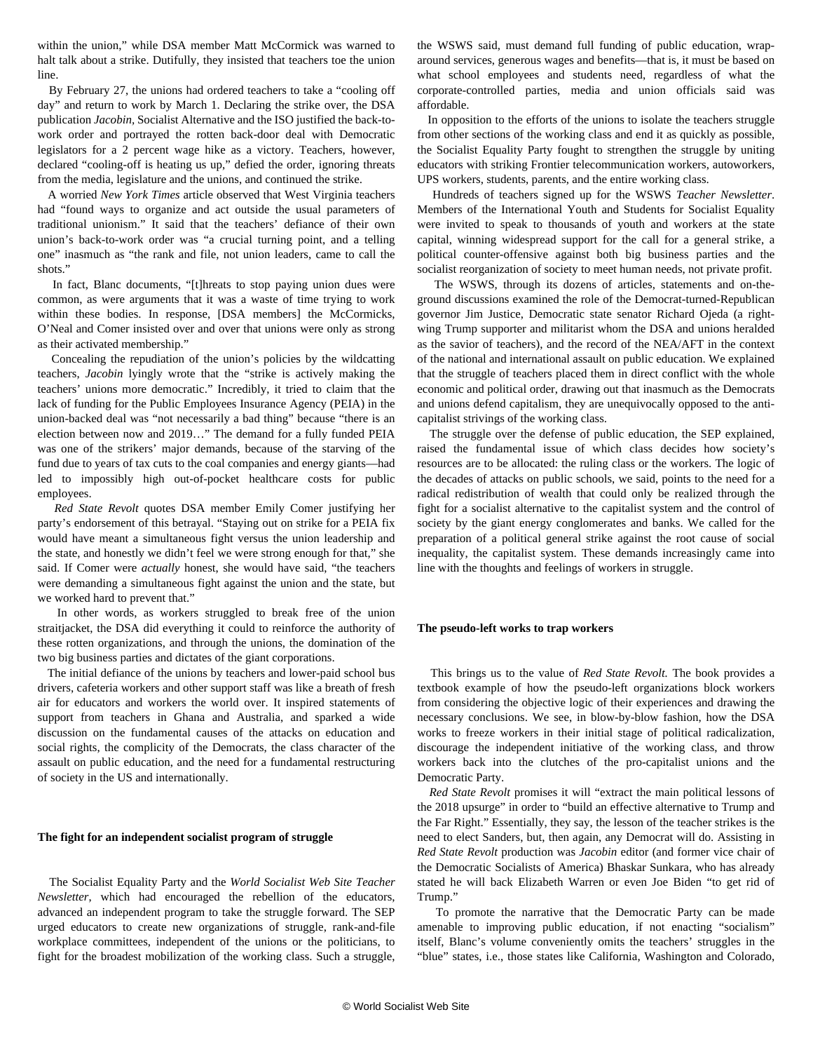within the union," while DSA member Matt McCormick was warned to halt talk about a strike. Dutifully, they insisted that teachers toe the union line.

By February 27, the unions had ordered teachers to take a "cooling off day" and return to work by March 1. Declaring the strike over, the DSA publication *Jacobin*, Socialist Alternative and the ISO justified the back-to-work order and portrayed the rotten back-door deal with Democratic legislators for a 2 percent wage hike as a victory. Teachers, however, declared "cooling-off is heating us up," defied the order, ignoring threats from the media, legislature and the unions, and continued the strike.

A worried *New York Times* article observed that West Virginia teachers had "found ways to organize and act outside the usual parameters of traditional unionism." It said that the teachers' defiance of their own union's back-to-work order was "a crucial turning point, and a telling one" inasmuch as "the rank and file, not union leaders, came to call the shots."

In fact, Blanc documents, "[t]hreats to stop paying union dues were common, as were arguments that it was a waste of time trying to work within these bodies. In response, [DSA members] the McCormicks, O'Neal and Comer insisted over and over that unions were only as strong as their activated membership."

Concealing the repudiation of the union's policies by the wildcatting teachers, *Jacobin* lyingly wrote that the "strike is actively making the teachers' unions more democratic." Incredibly, it tried to claim that the lack of funding for the Public Employees Insurance Agency (PEIA) in the union-backed deal was "not necessarily a bad thing" because "there is an election between now and 2019…" The demand for a fully funded PEIA was one of the strikers' major demands, because of the starving of the fund due to years of tax cuts to the coal companies and energy giants—had led to impossibly high out-of-pocket healthcare costs for public employees.

*Red State Revolt* quotes DSA member Emily Comer justifying her party's endorsement of this betrayal. "Staying out on strike for a PEIA fix would have meant a simultaneous fight versus the union leadership and the state, and honestly we didn't feel we were strong enough for that," she said. If Comer were *actually* honest, she would have said, "the teachers were demanding a simultaneous fight against the union and the state, but we worked hard to prevent that."

In other words, as workers struggled to break free of the union straitjacket, the DSA did everything it could to reinforce the authority of these rotten organizations, and through the unions, the domination of the two big business parties and dictates of the giant corporations.

The initial defiance of the unions by teachers and lower-paid school bus drivers, cafeteria workers and other support staff was like a breath of fresh air for educators and workers the world over. It inspired statements of support from teachers in Ghana and Australia, and sparked a wide discussion on the fundamental causes of the attacks on education and social rights, the complicity of the Democrats, the class character of the assault on public education, and the need for a fundamental restructuring of society in the US and internationally.

**The fight for an independent socialist program of struggle**

The Socialist Equality Party and the *World Socialist Web Site Teacher Newsletter*, which had encouraged the rebellion of the educators, advanced an independent program to take the struggle forward. The SEP urged educators to create new organizations of struggle, rank-and-file workplace committees, independent of the unions or the politicians, to fight for the broadest mobilization of the working class. Such a struggle, the WSWS said, must demand full funding of public education, wrap-around services, generous wages and benefits—that is, it must be based on what school employees and students need, regardless of what the corporate-controlled parties, media and union officials said was affordable.

In opposition to the efforts of the unions to isolate the teachers struggle from other sections of the working class and end it as quickly as possible, the Socialist Equality Party fought to strengthen the struggle by uniting educators with striking Frontier telecommunication workers, autoworkers, UPS workers, students, parents, and the entire working class.

Hundreds of teachers signed up for the WSWS *Teacher Newsletter*. Members of the International Youth and Students for Socialist Equality were invited to speak to thousands of youth and workers at the state capital, winning widespread support for the call for a general strike, a political counter-offensive against both big business parties and the socialist reorganization of society to meet human needs, not private profit.

The WSWS, through its dozens of articles, statements and on-the-ground discussions examined the role of the Democrat-turned-Republican governor Jim Justice, Democratic state senator Richard Ojeda (a right-wing Trump supporter and militarist whom the DSA and unions heralded as the savior of teachers), and the record of the NEA/AFT in the context of the national and international assault on public education. We explained that the struggle of teachers placed them in direct conflict with the whole economic and political order, drawing out that inasmuch as the Democrats and unions defend capitalism, they are unequivocally opposed to the anti-capitalist strivings of the working class.

The struggle over the defense of public education, the SEP explained, raised the fundamental issue of which class decides how society's resources are to be allocated: the ruling class or the workers. The logic of the decades of attacks on public schools, we said, points to the need for a radical redistribution of wealth that could only be realized through the fight for a socialist alternative to the capitalist system and the control of society by the giant energy conglomerates and banks. We called for the preparation of a political general strike against the root cause of social inequality, the capitalist system. These demands increasingly came into line with the thoughts and feelings of workers in struggle.

**The pseudo-left works to trap workers**

This brings us to the value of *Red State Revolt.* The book provides a textbook example of how the pseudo-left organizations block workers from considering the objective logic of their experiences and drawing the necessary conclusions. We see, in blow-by-blow fashion, how the DSA works to freeze workers in their initial stage of political radicalization, discourage the independent initiative of the working class, and throw workers back into the clutches of the pro-capitalist unions and the Democratic Party.

*Red State Revolt* promises it will "extract the main political lessons of the 2018 upsurge" in order to "build an effective alternative to Trump and the Far Right." Essentially, they say, the lesson of the teacher strikes is the need to elect Sanders, but, then again, any Democrat will do. Assisting in *Red State Revolt* production was *Jacobin* editor (and former vice chair of the Democratic Socialists of America) Bhaskar Sunkara, who has already stated he will back Elizabeth Warren or even Joe Biden "to get rid of Trump."

To promote the narrative that the Democratic Party can be made amenable to improving public education, if not enacting "socialism" itself, Blanc's volume conveniently omits the teachers' struggles in the "blue" states, i.e., those states like California, Washington and Colorado,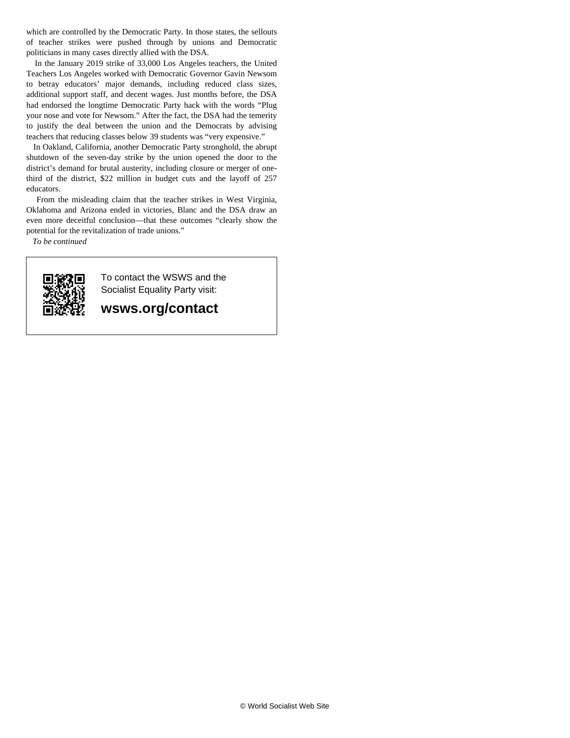which are controlled by the Democratic Party. In those states, the sellouts of teacher strikes were pushed through by unions and Democratic politicians in many cases directly allied with the DSA.

In the January 2019 strike of 33,000 Los Angeles teachers, the United Teachers Los Angeles worked with Democratic Governor Gavin Newsom to betray educators' major demands, including reduced class sizes, additional support staff, and decent wages. Just months before, the DSA had endorsed the longtime Democratic Party hack with the words "Plug your nose and vote for Newsom." After the fact, the DSA had the temerity to justify the deal between the union and the Democrats by advising teachers that reducing classes below 39 students was "very expensive."

In Oakland, California, another Democratic Party stronghold, the abrupt shutdown of the seven-day strike by the union opened the door to the district's demand for brutal austerity, including closure or merger of one-third of the district, $22 million in budget cuts and the layoff of 257 educators.

From the misleading claim that the teacher strikes in West Virginia, Oklahoma and Arizona ended in victories, Blanc and the DSA draw an even more deceitful conclusion—that these outcomes "clearly show the potential for the revitalization of trade unions."

*To be continued*

To contact the WSWS and the Socialist Equality Party visit:

**wsws.org/contact**